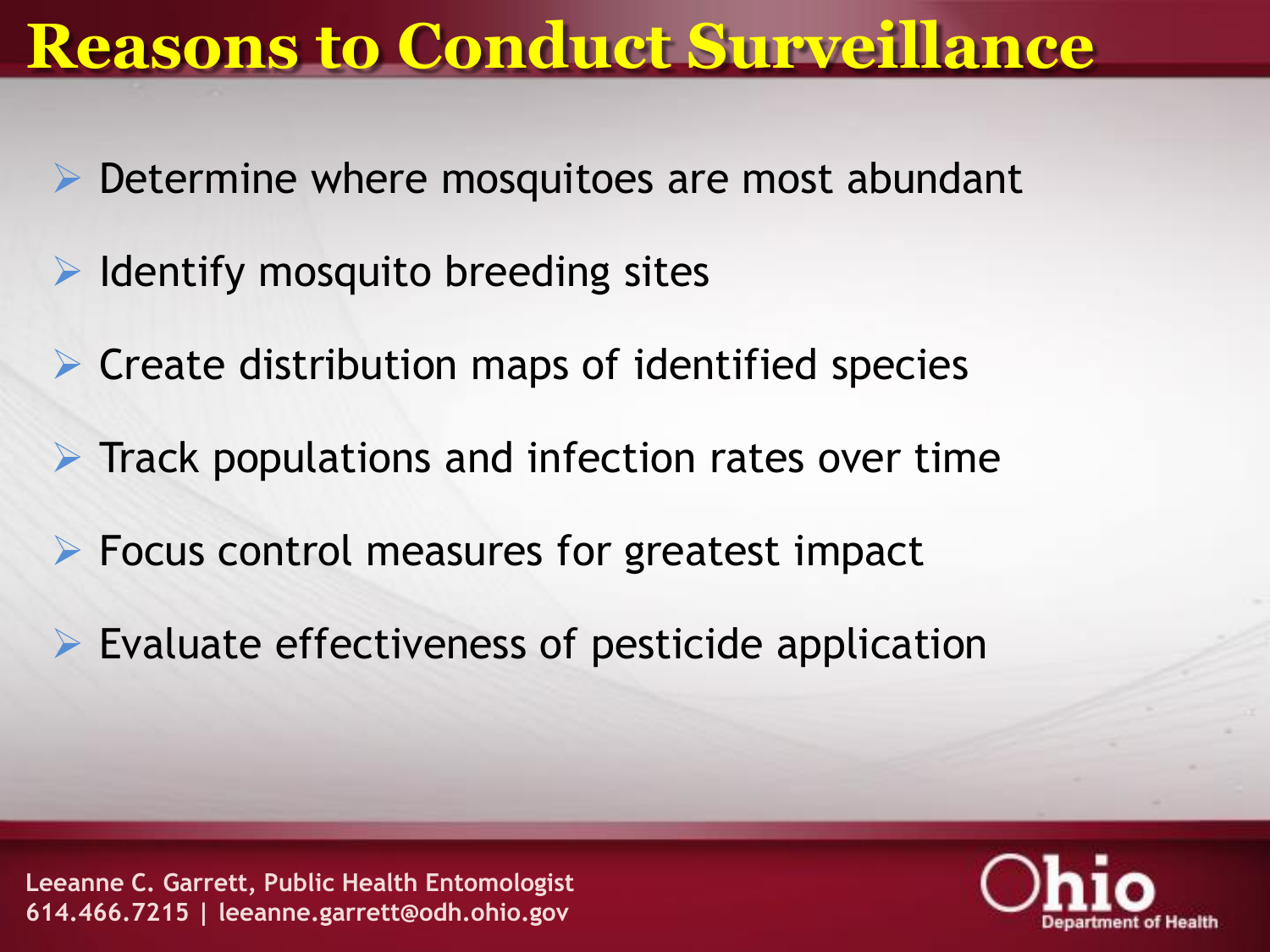# Reasons to Conduct Surveillance

- Determine where mosquitoes are most abundant
- Identify mosquito breeding sites
- Create distribution maps of identified species
- Track populations and infection rates over time
- Focus control measures for greatest impact
- Evaluate effectiveness of pesticide application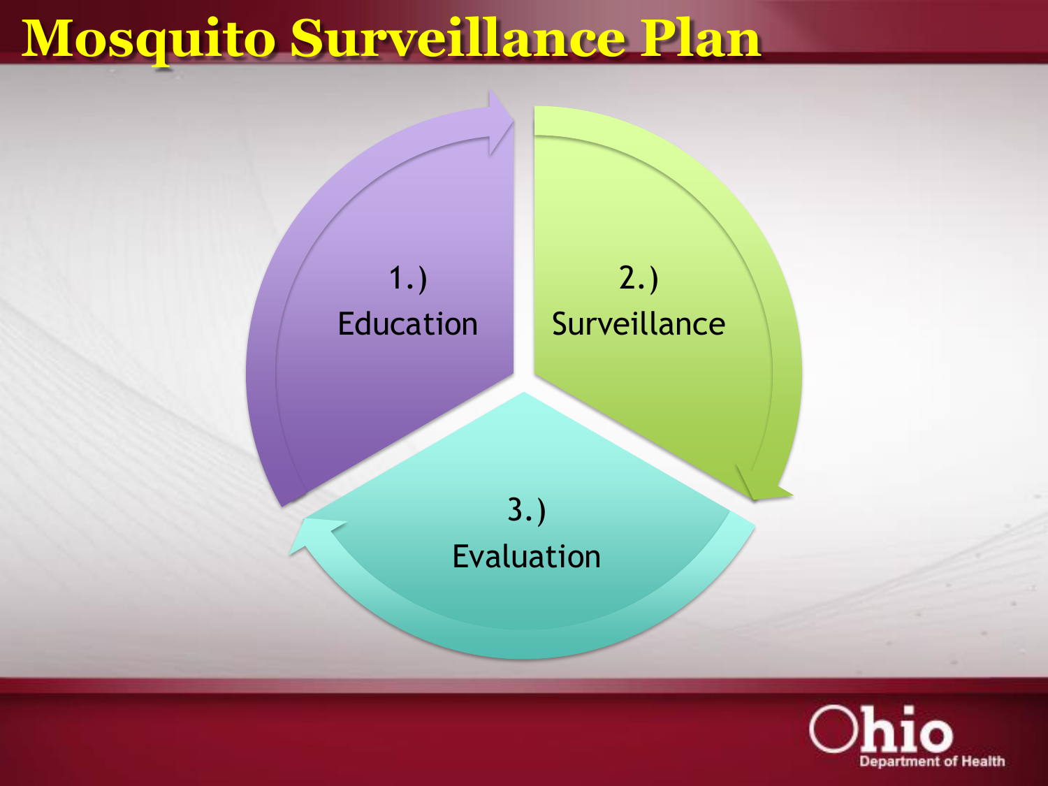# Mosquito Surveillance Plan

1.) Education

2.) Surveillance

3.) Evaluation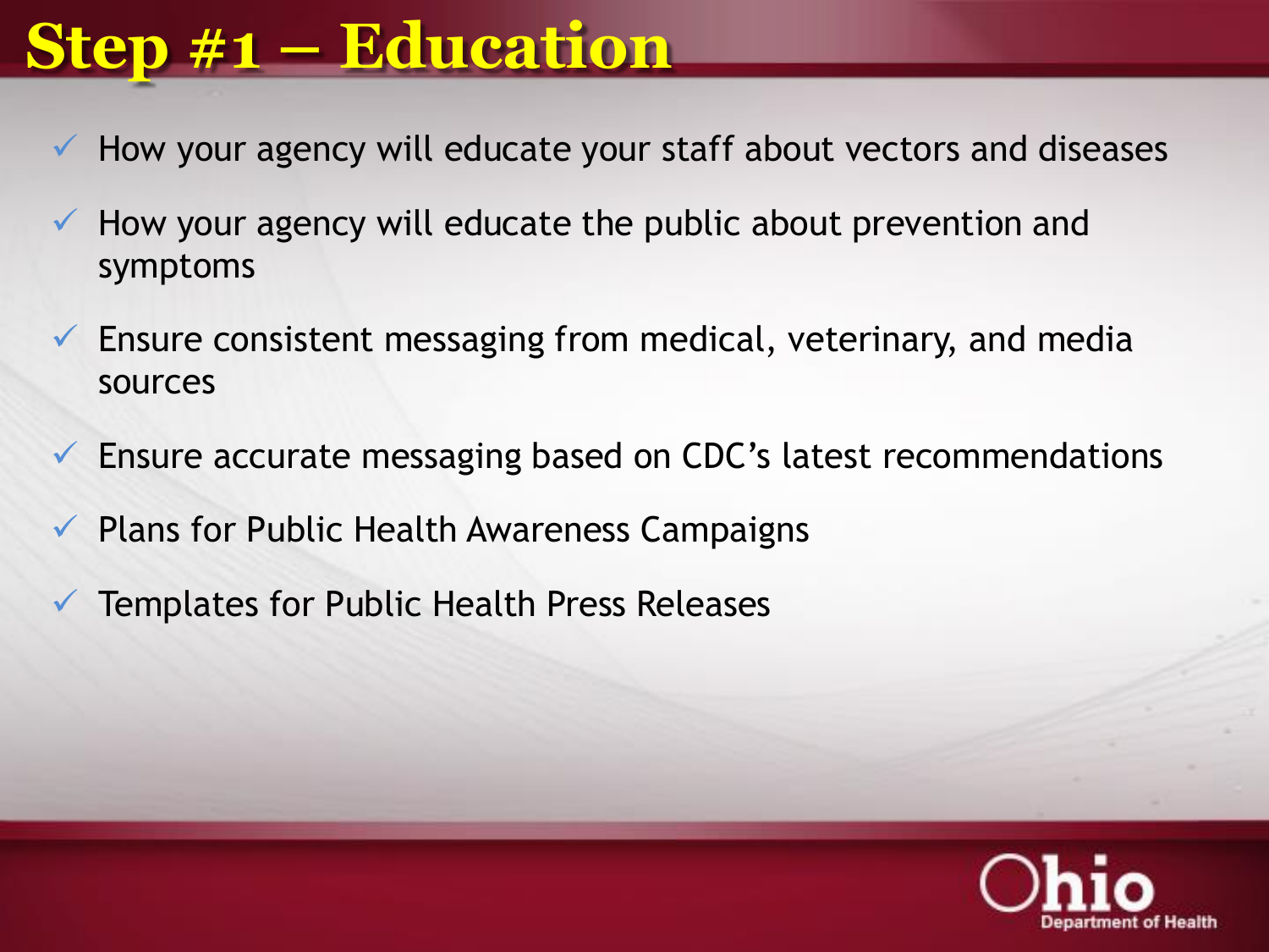# Step #1 – Education

- ✓ How your agency will educate your staff about vectors and diseases
- ✓ How your agency will educate the public about prevention and symptoms
- ✓ Ensure consistent messaging from medical, veterinary, and media sources
- ✓ Ensure accurate messaging based on CDC's latest recommendations
- ✓ Plans for Public Health Awareness Campaigns
- ✓ Templates for Public Health Press Releases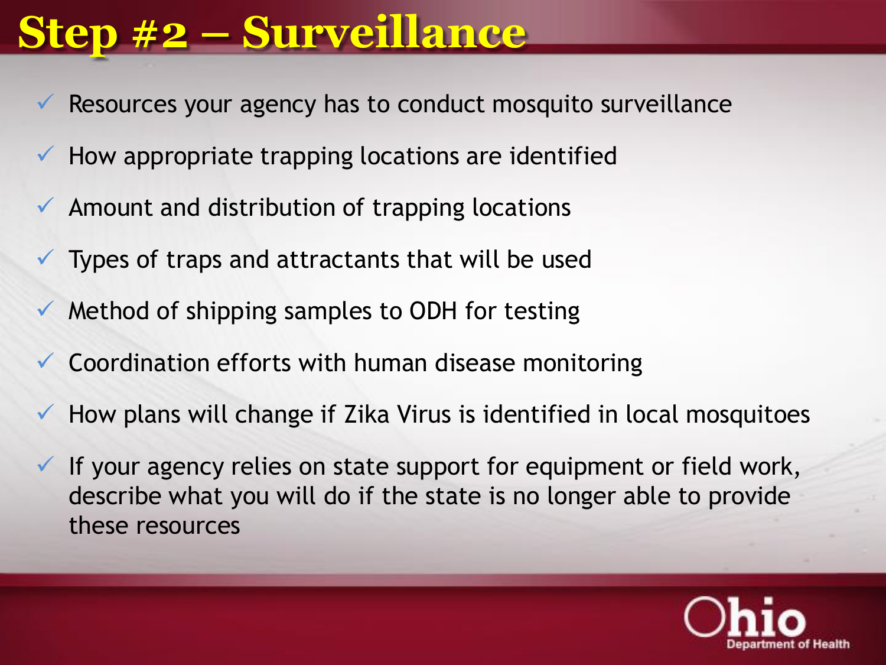# Step #2 – Surveillance

- ✓ Resources your agency has to conduct mosquito surveillance
- ✓ How appropriate trapping locations are identified
- ✓ Amount and distribution of trapping locations
- ✓ Types of traps and attractants that will be used
- ✓ Method of shipping samples to ODH for testing
- ✓ Coordination efforts with human disease monitoring
- ✓ How plans will change if Zika Virus is identified in local mosquitoes
- ✓ If your agency relies on state support for equipment or field work, describe what you will do if the state is no longer able to provide these resources

Ohio Department of Health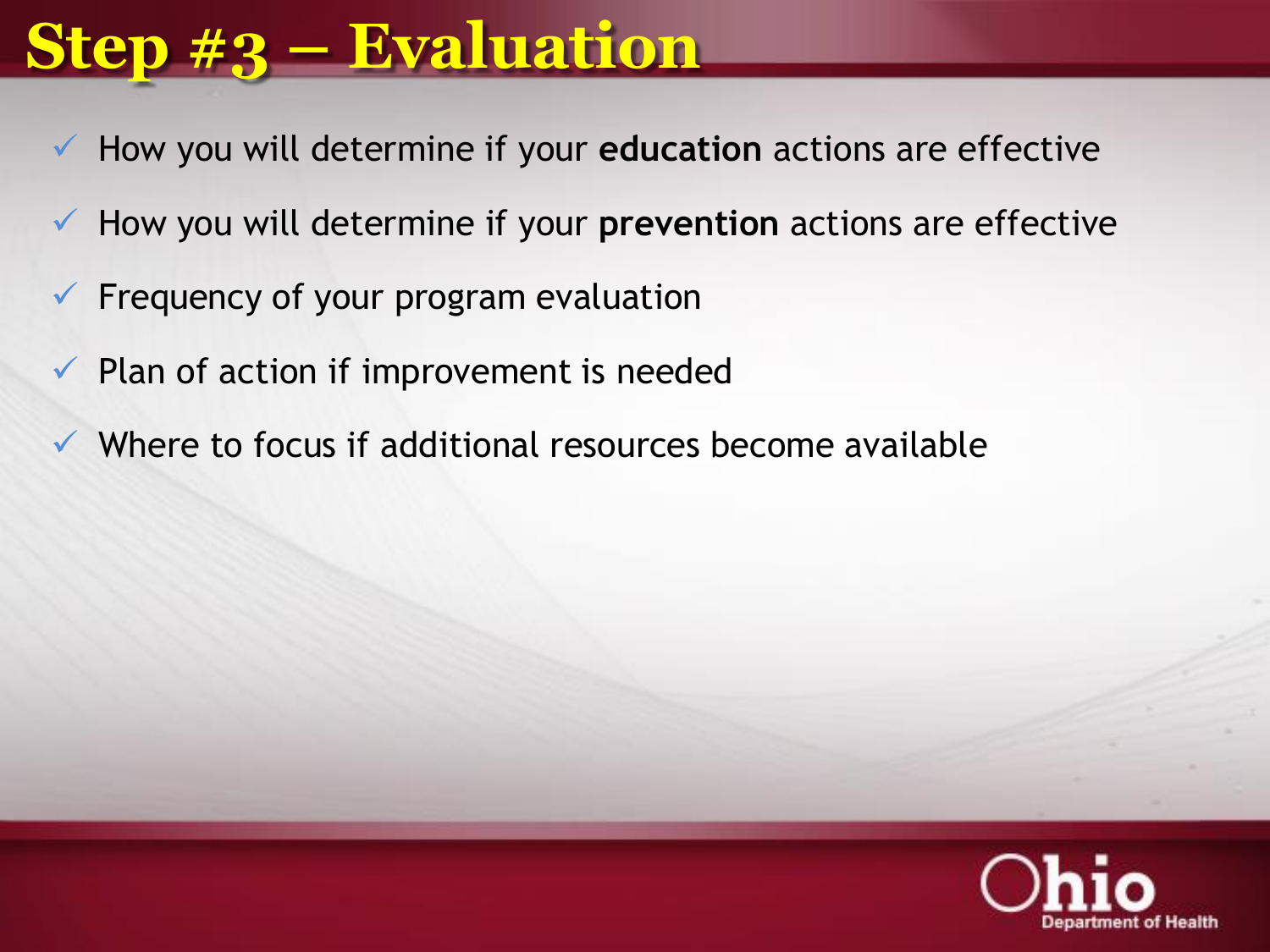# Step #3 – Evaluation

- How you will determine if your **education** actions are effective
- How you will determine if your **prevention** actions are effective
- Frequency of your program evaluation
- Plan of action if improvement is needed
- Where to focus if additional resources become available